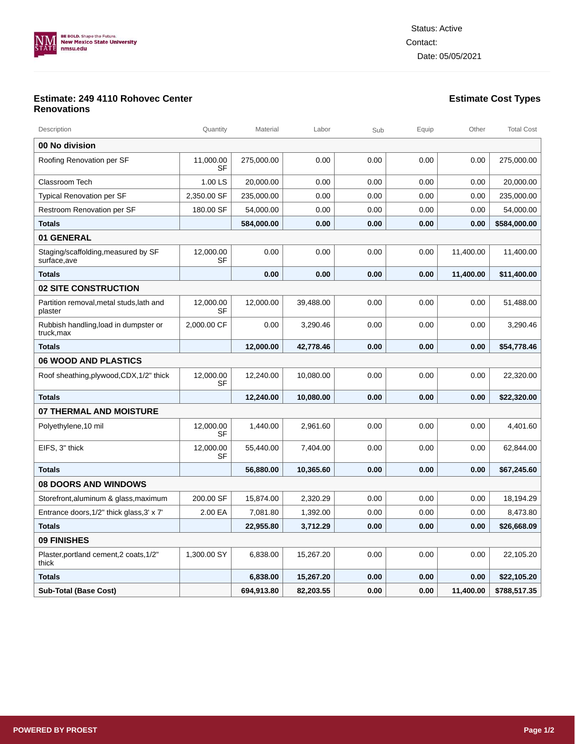BE BOLD. Shape the Future.
New Mexico State University
nmsu.edu

Status: Active
Contact:
Date: 05/05/2021

## Estimate: 249 4110 Rohovec Center Renovations

## Estimate Cost Types

| Description | Quantity | Material | Labor | Sub | Equip | Other | Total Cost |
|---|---|---|---|---|---|---|---|
| **00 No division** | | | | | | | |
| Roofing Renovation per SF | 11,000.00 SF | 275,000.00 | 0.00 | 0.00 | 0.00 | 0.00 | 275,000.00 |
| Classroom Tech | 1.00 LS | 20,000.00 | 0.00 | 0.00 | 0.00 | 0.00 | 20,000.00 |
| Typical Renovation per SF | 2,350.00 SF | 235,000.00 | 0.00 | 0.00 | 0.00 | 0.00 | 235,000.00 |
| Restroom Renovation per SF | 180.00 SF | 54,000.00 | 0.00 | 0.00 | 0.00 | 0.00 | 54,000.00 |
| **Totals** | | **584,000.00** | **0.00** | **0.00** | **0.00** | **0.00** | **$584,000.00** |
| **01 GENERAL** | | | | | | | |
| Staging/scaffolding,measured by SF surface,ave | 12,000.00 SF | 0.00 | 0.00 | 0.00 | 0.00 | 11,400.00 | 11,400.00 |
| **Totals** | | **0.00** | **0.00** | **0.00** | **0.00** | **11,400.00** | **$11,400.00** |
| **02 SITE CONSTRUCTION** | | | | | | | |
| Partition removal,metal studs,lath and plaster | 12,000.00 SF | 12,000.00 | 39,488.00 | 0.00 | 0.00 | 0.00 | 51,488.00 |
| Rubbish handling,load in dumpster or truck,max | 2,000.00 CF | 0.00 | 3,290.46 | 0.00 | 0.00 | 0.00 | 3,290.46 |
| **Totals** | | **12,000.00** | **42,778.46** | **0.00** | **0.00** | **0.00** | **$54,778.46** |
| **06 WOOD AND PLASTICS** | | | | | | | |
| Roof sheathing,plywood,CDX,1/2" thick | 12,000.00 SF | 12,240.00 | 10,080.00 | 0.00 | 0.00 | 0.00 | 22,320.00 |
| **Totals** | | **12,240.00** | **10,080.00** | **0.00** | **0.00** | **0.00** | **$22,320.00** |
| **07 THERMAL AND MOISTURE** | | | | | | | |
| Polyethylene,10 mil | 12,000.00 SF | 1,440.00 | 2,961.60 | 0.00 | 0.00 | 0.00 | 4,401.60 |
| EIFS, 3" thick | 12,000.00 SF | 55,440.00 | 7,404.00 | 0.00 | 0.00 | 0.00 | 62,844.00 |
| **Totals** | | **56,880.00** | **10,365.60** | **0.00** | **0.00** | **0.00** | **$67,245.60** |
| **08 DOORS AND WINDOWS** | | | | | | | |
| Storefront,aluminum & glass,maximum | 200.00 SF | 15,874.00 | 2,320.29 | 0.00 | 0.00 | 0.00 | 18,194.29 |
| Entrance doors,1/2" thick glass,3' x 7' | 2.00 EA | 7,081.80 | 1,392.00 | 0.00 | 0.00 | 0.00 | 8,473.80 |
| **Totals** | | **22,955.80** | **3,712.29** | **0.00** | **0.00** | **0.00** | **$26,668.09** |
| **09 FINISHES** | | | | | | | |
| Plaster,portland cement,2 coats,1/2" thick | 1,300.00 SY | 6,838.00 | 15,267.20 | 0.00 | 0.00 | 0.00 | 22,105.20 |
| **Totals** | | **6,838.00** | **15,267.20** | **0.00** | **0.00** | **0.00** | **$22,105.20** |
| **Sub-Total (Base Cost)** | | **694,913.80** | **82,203.55** | **0.00** | **0.00** | **11,400.00** | **$788,517.35** |

POWERED BY PROEST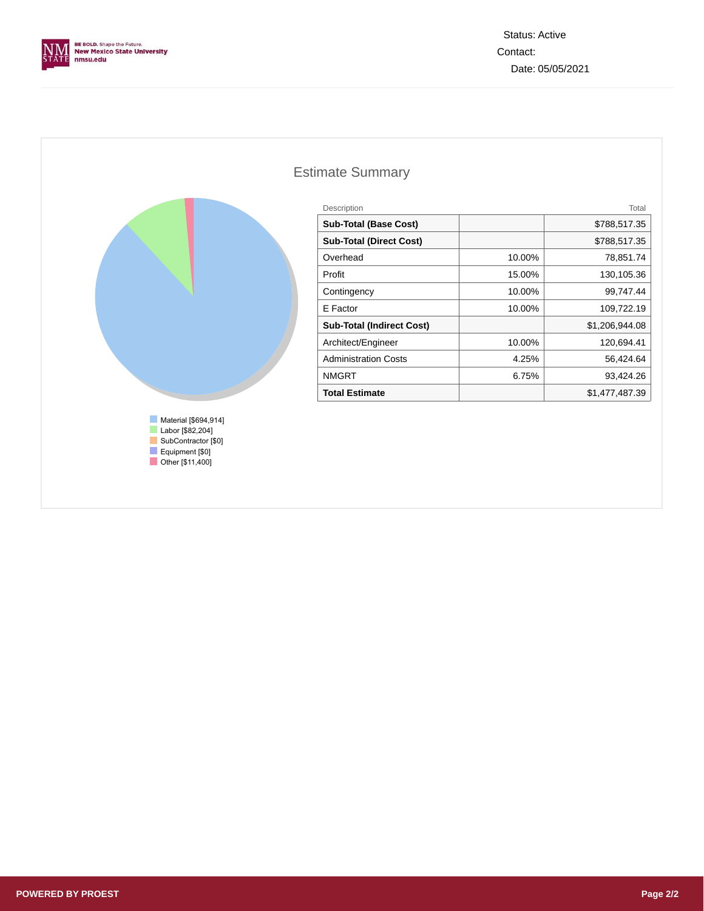Status: Active

Contact:

Date: 05/05/2021

## Estimate Summary

Material [$694,914]
Labor [$82,204]
SubContractor [$0]
Equipment [$0]
Other [$11,400]

| Description | | Total |
|---|---|---|
| **Sub-Total (Base Cost)** | | $788,517.35 |
| **Sub-Total (Direct Cost)** | | $788,517.35 |
| Overhead | 10.00% | 78,851.74 |
| Profit | 15.00% | 130,105.36 |
| Contingency | 10.00% | 99,747.44 |
| E Factor | 10.00% | 109,722.19 |
| **Sub-Total (Indirect Cost)** | | $1,206,944.08 |
| Architect/Engineer | 10.00% | 120,694.41 |
| Administration Costs | 4.25% | 56,424.64 |
| NMGRT | 6.75% | 93,424.26 |
| **Total Estimate** | | $1,477,487.39 |